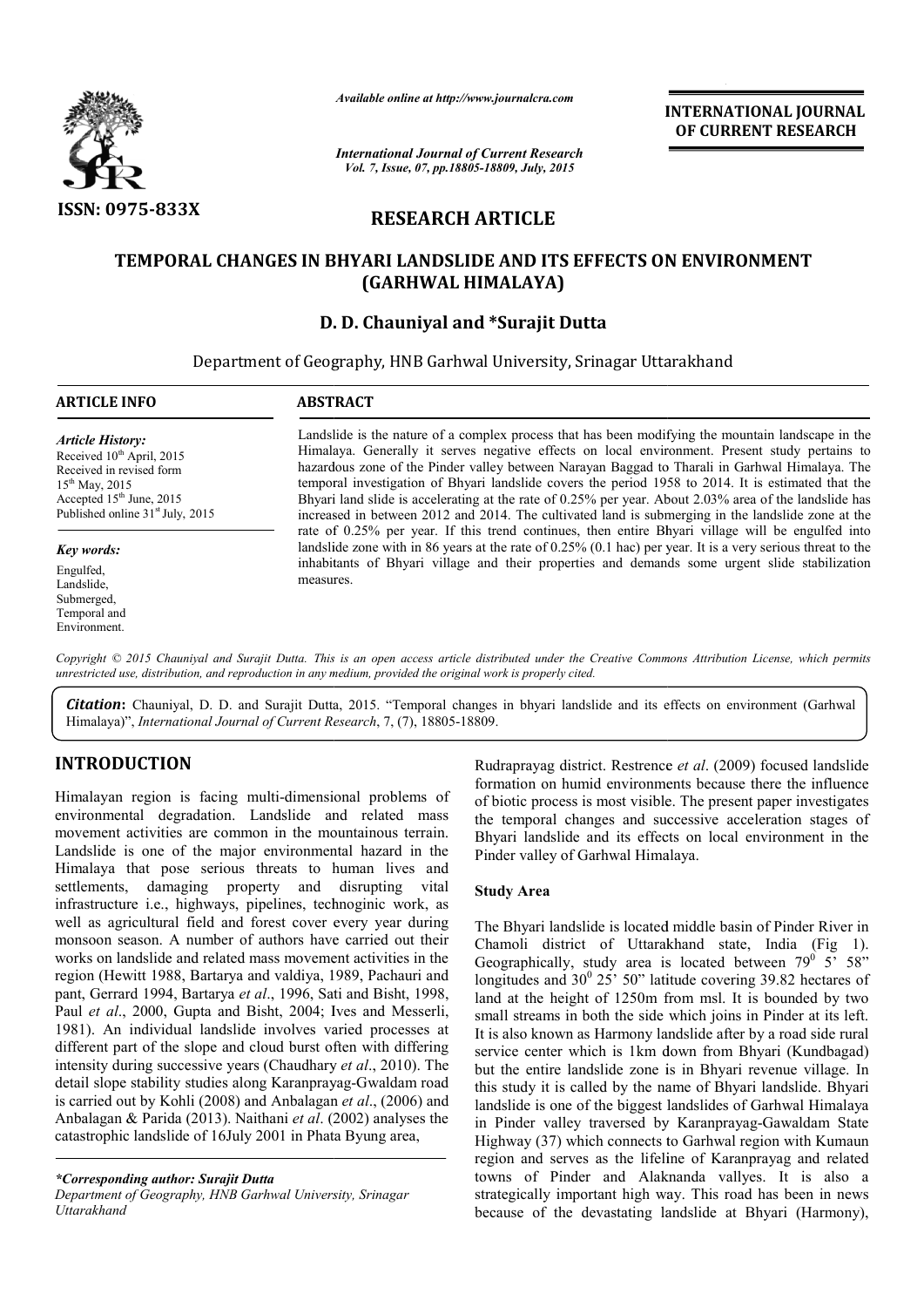ISSN: 0975-833X

*Available online at http://www.journalcra.com*

*International Journal of Current Research*
*Vol. 7, Issue, 07, pp.18805-18809, July, 2015*

**INTERNATIONAL JOURNAL OF CURRENT RESEARCH**

## RESEARCH ARTICLE

# TEMPORAL CHANGES IN BHYARI LANDSLIDE AND ITS EFFECTS ON ENVIRONMENT (GARHWAL HIMALAYA)

**D. D. Chauniyal and \*Surajit Dutta**

Department of Geography, HNB Garhwal University, Srinagar Uttarakhand

**ARTICLE INFO**

*Article History:*
Received 10th April, 2015
Received in revised form 15th May, 2015
Accepted 15th June, 2015
Published online 31st July, 2015

*Key words:*
Engulfed,
Landslide,
Submerged,
Temporal and
Environment.

**ABSTRACT**

Landslide is the nature of a complex process that has been modifying the mountain landscape in the Himalaya. Generally it serves negative effects on local environment. Present study pertains to hazardous zone of the Pinder valley between Narayan Baggad to Tharali in Garhwal Himalaya. The temporal investigation of Bhyari landslide covers the period 1958 to 2014. It is estimated that the Bhyari land slide is accelerating at the rate of 0.25% per year. About 2.03% area of the landslide has increased in between 2012 and 2014. The cultivated land is submerging in the landslide zone at the rate of 0.25% per year. If this trend continues, then entire Bhyari village will be engulfed into landslide zone with in 86 years at the rate of 0.25% (0.1 hac) per year. It is a very serious threat to the inhabitants of Bhyari village and their properties and demands some urgent slide stabilization measures.

*Copyright © 2015 Chauniyal and Surajit Dutta. This is an open access article distributed under the Creative Commons Attribution License, which permits unrestricted use, distribution, and reproduction in any medium, provided the original work is properly cited.*

**Citation:** Chauniyal, D. D. and Surajit Dutta, 2015. "Temporal changes in bhyari landslide and its effects on environment (Garhwal Himalaya)", *International Journal of Current Research*, 7, (7), 18805-18809.

## INTRODUCTION

Himalayan region is facing multi-dimensional problems of environmental degradation. Landslide and related mass movement activities are common in the mountainous terrain. Landslide is one of the major environmental hazard in the Himalaya that pose serious threats to human lives and settlements, damaging property and disrupting vital infrastructure i.e., highways, pipelines, technoginic work, as well as agricultural field and forest cover every year during monsoon season. A number of authors have carried out their works on landslide and related mass movement activities in the region (Hewitt 1988, Bartarya and valdiya, 1989, Pachauri and pant, Gerrard 1994, Bartarya *et al*., 1996, Sati and Bisht, 1998, Paul *et al*., 2000, Gupta and Bisht, 2004; Ives and Messerli, 1981). An individual landslide involves varied processes at different part of the slope and cloud burst often with differing intensity during successive years (Chaudhary *et al*., 2010). The detail slope stability studies along Karanprayag-Gwaldam road is carried out by Kohli (2008) and Anbalagan *et al*., (2006) and Anbalagan & Parida (2013). Naithani *et al*. (2002) analyses the catastrophic landslide of 16July 2001 in Phata Byung area, Rudraprayag district. Restrence *et al*. (2009) focused landslide formation on humid environments because there the influence of biotic process is most visible. The present paper investigates the temporal changes and successive acceleration stages of Bhyari landslide and its effects on local environment in the Pinder valley of Garhwal Himalaya.

### Study Area

The Bhyari landslide is located middle basin of Pinder River in Chamoli district of Uttarakhand state, India (Fig 1). Geographically, study area is located between $79^0$ 5' 58" longitudes and $30^0$ 25' 50" latitude covering 39.82 hectares of land at the height of 1250m from msl. It is bounded by two small streams in both the side which joins in Pinder at its left. It is also known as Harmony landslide after by a road side rural service center which is 1km down from Bhyari (Kundbagad) but the entire landslide zone is in Bhyari revenue village. In this study it is called by the name of Bhyari landslide. Bhyari landslide is one of the biggest landslides of Garhwal Himalaya in Pinder valley traversed by Karanprayag-Gawaldam State Highway (37) which connects to Garhwal region with Kumaun region and serves as the lifeline of Karanprayag and related towns of Pinder and Alaknanda vallyes. It is also a strategically important high way. This road has been in news because of the devastating landslide at Bhyari (Harmony),

*\*Corresponding author: Surajit Dutta*
*Department of Geography, HNB Garhwal University, Srinagar Uttarakhand*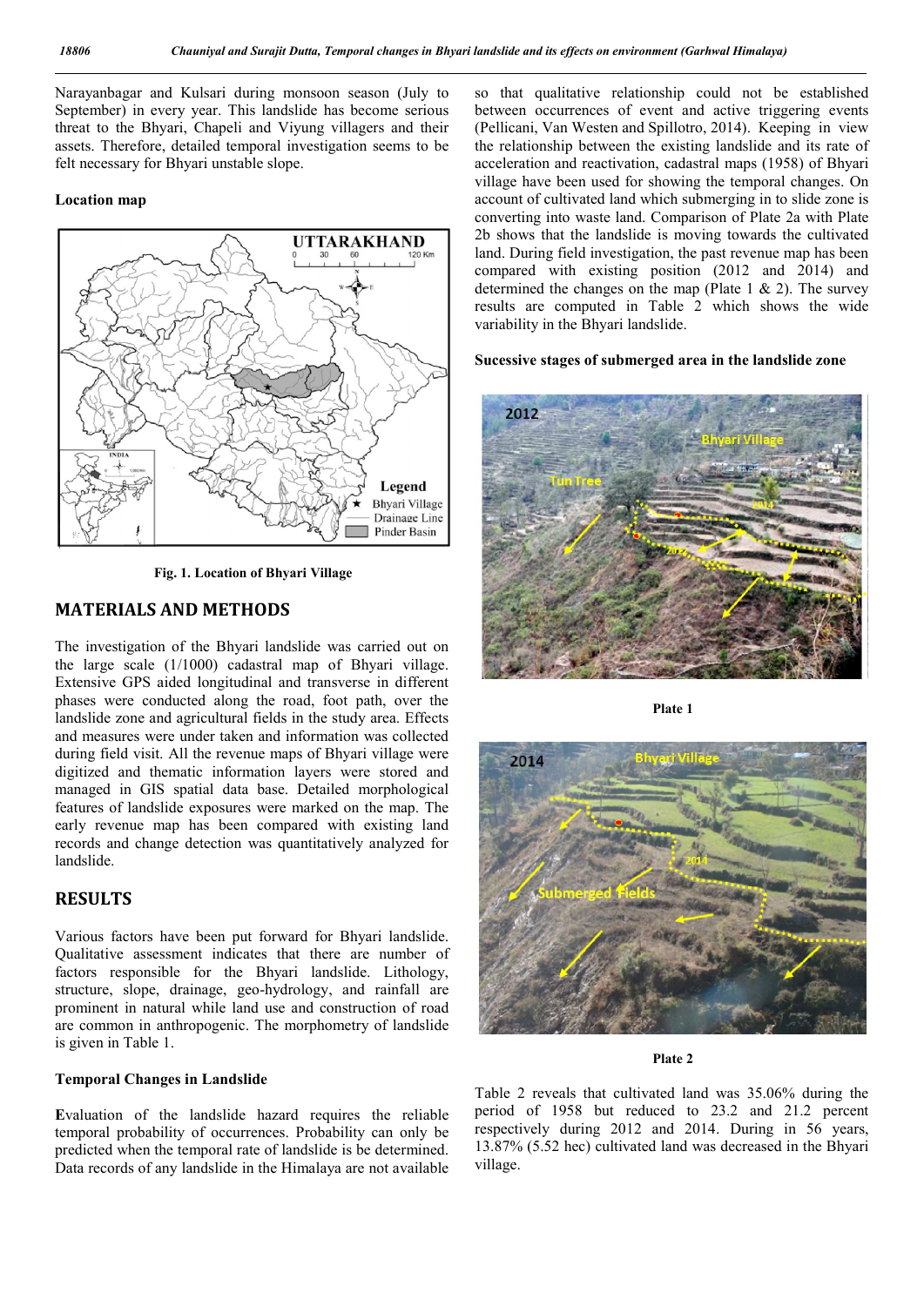Narayanbagar and Kulsari during monsoon season (July to September) in every year. This landslide has become serious threat to the Bhyari, Chapeli and Viyung villagers and their assets. Therefore, detailed temporal investigation seems to be felt necessary for Bhyari unstable slope.

**Location map**

**Fig. 1. Location of Bhyari Village**

## MATERIALS AND METHODS

The investigation of the Bhyari landslide was carried out on the large scale (1/1000) cadastral map of Bhyari village. Extensive GPS aided longitudinal and transverse in different phases were conducted along the road, foot path, over the landslide zone and agricultural fields in the study area. Effects and measures were under taken and information was collected during field visit. All the revenue maps of Bhyari village were digitized and thematic information layers were stored and managed in GIS spatial data base. Detailed morphological features of landslide exposures were marked on the map. The early revenue map has been compared with existing land records and change detection was quantitatively analyzed for landslide.

## RESULTS

Various factors have been put forward for Bhyari landslide. Qualitative assessment indicates that there are number of factors responsible for the Bhyari landslide. Lithology, structure, slope, drainage, geo-hydrology, and rainfall are prominent in natural while land use and construction of road are common in anthropogenic. The morphometry of landslide is given in Table 1.

### Temporal Changes in Landslide

Evaluation of the landslide hazard requires the reliable temporal probability of occurrences. Probability can only be predicted when the temporal rate of landslide is be determined. Data records of any landslide in the Himalaya are not available so that qualitative relationship could not be established between occurrences of event and active triggering events (Pellicani, Van Westen and Spillotro, 2014). Keeping in view the relationship between the existing landslide and its rate of acceleration and reactivation, cadastral maps (1958) of Bhyari village have been used for showing the temporal changes. On account of cultivated land which submerging in to slide zone is converting into waste land. Comparison of Plate 2a with Plate 2b shows that the landslide is moving towards the cultivated land. During field investigation, the past revenue map has been compared with existing position (2012 and 2014) and determined the changes on the map (Plate 1 & 2). The survey results are computed in Table 2 which shows the wide variability in the Bhyari landslide.

**Sucessive stages of submerged area in the landslide zone**

**Plate 1**

**Plate 2**

Table 2 reveals that cultivated land was 35.06% during the period of 1958 but reduced to 23.2 and 21.2 percent respectively during 2012 and 2014. During in 56 years, 13.87% (5.52 hec) cultivated land was decreased in the Bhyari village.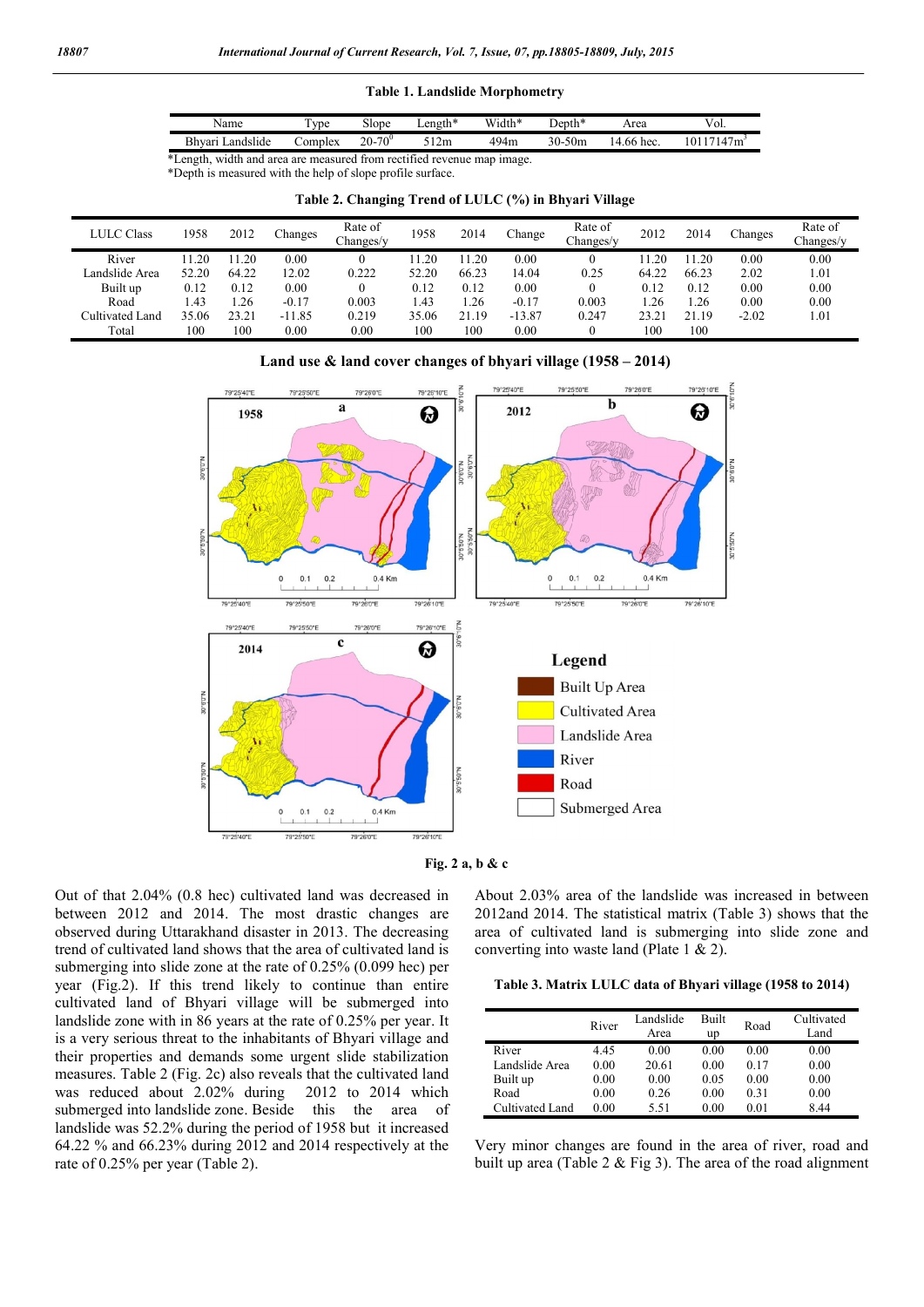**Table 1. Landslide Morphometry**

| Name | Type | Slope | Length* | Width* | Depth* | Area | Vol. |
|---|---|---|---|---|---|---|---|
| Bhyari Landslide | Complex | $20\text{-}70^0$ | 512m | 494m | 30-50m | 14.66 hec. | $10117147m^3$ |

*Length, width and area are measured from rectified revenue map image.
*Depth is measured with the help of slope profile surface.

**Table 2. Changing Trend of LULC (%) in Bhyari Village**

| LULC Class | 1958 | 2012 | Changes | Rate of Changes/y | 1958 | 2014 | Change | Rate of Changes/y | 2012 | 2014 | Changes | Rate of Changes/y |
|---|---|---|---|---|---|---|---|---|---|---|---|---|
| River | 11.20 | 11.20 | 0.00 | 0 | 11.20 | 11.20 | 0.00 | 0 | 11.20 | 11.20 | 0.00 | 0.00 |
| Landslide Area | 52.20 | 64.22 | 12.02 | 0.222 | 52.20 | 66.23 | 14.04 | 0.25 | 64.22 | 66.23 | 2.02 | 1.01 |
| Built up | 0.12 | 0.12 | 0.00 | 0 | 0.12 | 0.12 | 0.00 | 0 | 0.12 | 0.12 | 0.00 | 0.00 |
| Road | 1.43 | 1.26 | -0.17 | 0.003 | 1.43 | 1.26 | -0.17 | 0.003 | 1.26 | 1.26 | 0.00 | 0.00 |
| Cultivated Land | 35.06 | 23.21 | -11.85 | 0.219 | 35.06 | 21.19 | -13.87 | 0.247 | 23.21 | 21.19 | -2.02 | 1.01 |
| Total | 100 | 100 | 0.00 | 0.00 | 100 | 100 | 0.00 | 0 | 100 | 100 | | |

**Land use & land cover changes of bhyari village (1958 – 2014)**

Fig. 2 a, b & c

Out of that 2.04% (0.8 hec) cultivated land was decreased in between 2012 and 2014. The most drastic changes are observed during Uttarakhand disaster in 2013. The decreasing trend of cultivated land shows that the area of cultivated land is submerging into slide zone at the rate of 0.25% (0.099 hec) per year (Fig.2). If this trend likely to continue than entire cultivated land of Bhyari village will be submerged into landslide zone with in 86 years at the rate of 0.25% per year. It is a very serious threat to the inhabitants of Bhyari village and their properties and demands some urgent slide stabilization measures. Table 2 (Fig. 2c) also reveals that the cultivated land was reduced about 2.02% during 2012 to 2014 which submerged into landslide zone. Beside this the area of landslide was 52.2% during the period of 1958 but it increased 64.22 % and 66.23% during 2012 and 2014 respectively at the rate of 0.25% per year (Table 2).

About 2.03% area of the landslide was increased in between 2012and 2014. The statistical matrix (Table 3) shows that the area of cultivated land is submerging into slide zone and converting into waste land (Plate 1 & 2).

**Table 3. Matrix LULC data of Bhyari village (1958 to 2014)**

| | River | Landslide Area | Built up | Road | Cultivated Land |
|---|---|---|---|---|---|
| River | 4.45 | 0.00 | 0.00 | 0.00 | 0.00 |
| Landslide Area | 0.00 | 20.61 | 0.00 | 0.17 | 0.00 |
| Built up | 0.00 | 0.00 | 0.05 | 0.00 | 0.00 |
| Road | 0.00 | 0.26 | 0.00 | 0.31 | 0.00 |
| Cultivated Land | 0.00 | 5.51 | 0.00 | 0.01 | 8.44 |

Very minor changes are found in the area of river, road and built up area (Table 2 & Fig 3). The area of the road alignment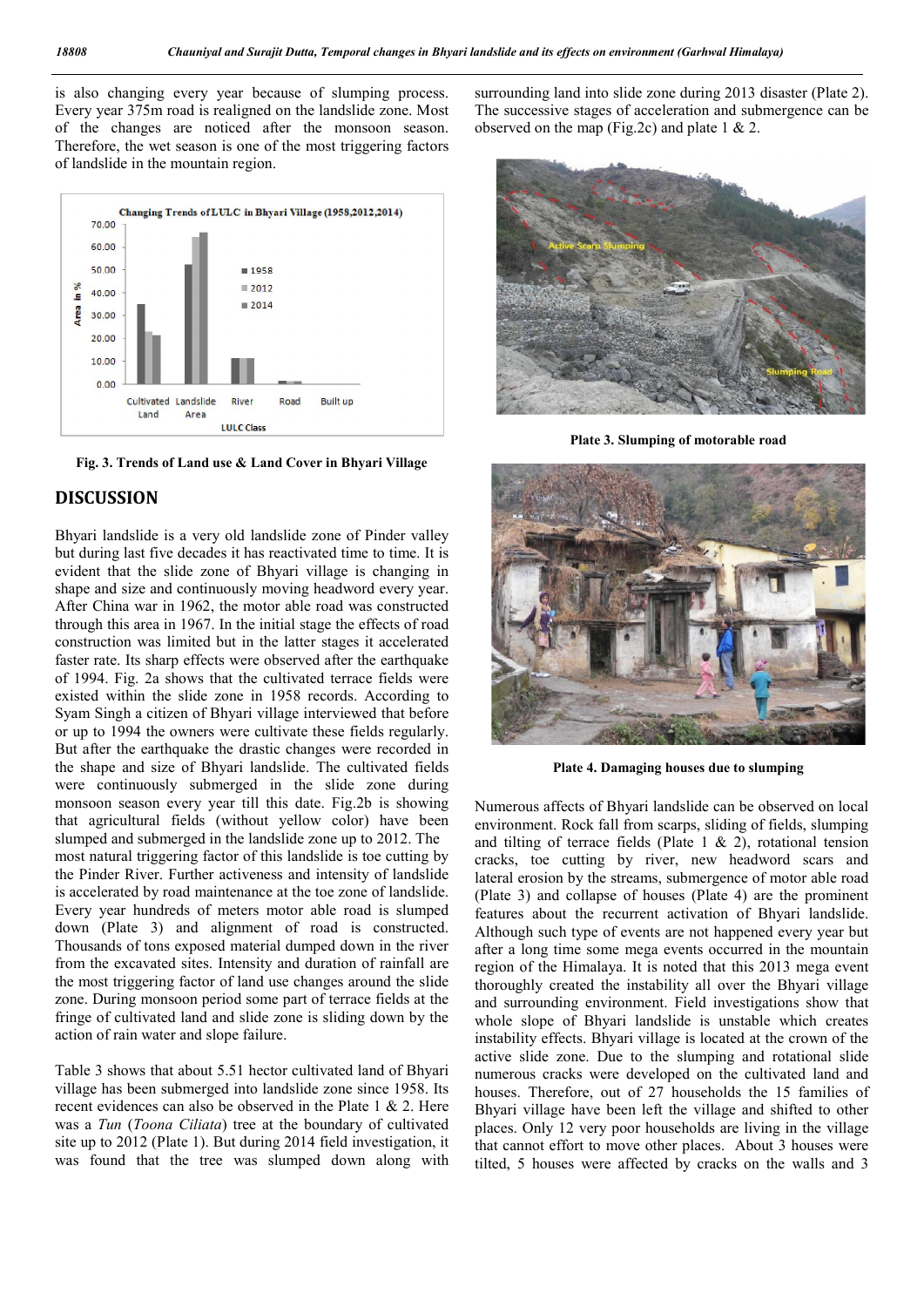is also changing every year because of slumping process. Every year 375m road is realigned on the landslide zone. Most of the changes are noticed after the monsoon season. Therefore, the wet season is one of the most triggering factors of landslide in the mountain region.

Fig. 3. Trends of Land use & Land Cover in Bhyari Village

## DISCUSSION

Bhyari landslide is a very old landslide zone of Pinder valley but during last five decades it has reactivated time to time. It is evident that the slide zone of Bhyari village is changing in shape and size and continuously moving headword every year. After China war in 1962, the motor able road was constructed through this area in 1967. In the initial stage the effects of road construction was limited but in the latter stages it accelerated faster rate. Its sharp effects were observed after the earthquake of 1994. Fig. 2a shows that the cultivated terrace fields were existed within the slide zone in 1958 records. According to Syam Singh a citizen of Bhyari village interviewed that before or up to 1994 the owners were cultivate these fields regularly. But after the earthquake the drastic changes were recorded in the shape and size of Bhyari landslide. The cultivated fields were continuously submerged in the slide zone during monsoon season every year till this date. Fig.2b is showing that agricultural fields (without yellow color) have been slumped and submerged in the landslide zone up to 2012. The most natural triggering factor of this landslide is toe cutting by the Pinder River. Further activeness and intensity of landslide is accelerated by road maintenance at the toe zone of landslide. Every year hundreds of meters motor able road is slumped down (Plate 3) and alignment of road is constructed. Thousands of tons exposed material dumped down in the river from the excavated sites. Intensity and duration of rainfall are the most triggering factor of land use changes around the slide zone. During monsoon period some part of terrace fields at the fringe of cultivated land and slide zone is sliding down by the action of rain water and slope failure.

Table 3 shows that about 5.51 hector cultivated land of Bhyari village has been submerged into landslide zone since 1958. Its recent evidences can also be observed in the Plate 1 & 2. Here was a *Tun* (*Toona Ciliata*) tree at the boundary of cultivated site up to 2012 (Plate 1). But during 2014 field investigation, it was found that the tree was slumped down along with surrounding land into slide zone during 2013 disaster (Plate 2). The successive stages of acceleration and submergence can be observed on the map (Fig.2c) and plate 1 & 2.

Plate 3. Slumping of motorable road

Plate 4. Damaging houses due to slumping

Numerous affects of Bhyari landslide can be observed on local environment. Rock fall from scarps, sliding of fields, slumping and tilting of terrace fields (Plate 1 & 2), rotational tension cracks, toe cutting by river, new headword scars and lateral erosion by the streams, submergence of motor able road (Plate 3) and collapse of houses (Plate 4) are the prominent features about the recurrent activation of Bhyari landslide. Although such type of events are not happened every year but after a long time some mega events occurred in the mountain region of the Himalaya. It is noted that this 2013 mega event thoroughly created the instability all over the Bhyari village and surrounding environment. Field investigations show that whole slope of Bhyari landslide is unstable which creates instability effects. Bhyari village is located at the crown of the active slide zone. Due to the slumping and rotational slide numerous cracks were developed on the cultivated land and houses. Therefore, out of 27 households the 15 families of Bhyari village have been left the village and shifted to other places. Only 12 very poor households are living in the village that cannot effort to move other places. About 3 houses were tilted, 5 houses were affected by cracks on the walls and 3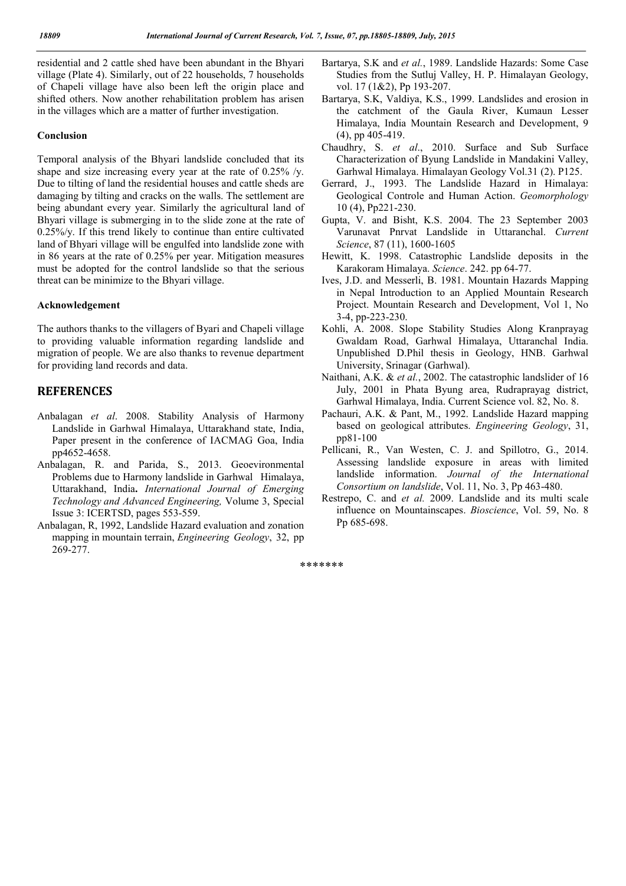residential and 2 cattle shed have been abundant in the Bhyari village (Plate 4). Similarly, out of 22 households, 7 households of Chapeli village have also been left the origin place and shifted others. Now another rehabilitation problem has arisen in the villages which are a matter of further investigation.

### Conclusion

Temporal analysis of the Bhyari landslide concluded that its shape and size increasing every year at the rate of 0.25% /y. Due to tilting of land the residential houses and cattle sheds are damaging by tilting and cracks on the walls. The settlement are being abundant every year. Similarly the agricultural land of Bhyari village is submerging in to the slide zone at the rate of 0.25%/y. If this trend likely to continue than entire cultivated land of Bhyari village will be engulfed into landslide zone with in 86 years at the rate of 0.25% per year. Mitigation measures must be adopted for the control landslide so that the serious threat can be minimize to the Bhyari village.

### Acknowledgement

The authors thanks to the villagers of Byari and Chapeli village to providing valuable information regarding landslide and migration of people. We are also thanks to revenue department for providing land records and data.

## REFERENCES

Anbalagan *et al*. 2008. Stability Analysis of Harmony Landslide in Garhwal Himalaya, Uttarakhand state, India, Paper present in the conference of IACMAG Goa, India pp4652-4658.

Anbalagan, R. and Parida, S., 2013. Geoevironmental Problems due to Harmony landslide in Garhwal Himalaya, Uttarakhand, India**.** *International Journal of Emerging Technology and Advanced Engineering,* Volume 3, Special Issue 3: ICERTSD, pages 553-559.

Anbalagan, R, 1992, Landslide Hazard evaluation and zonation mapping in mountain terrain, *Engineering Geology*, 32, pp 269-277.

Bartarya, S.K and *et al.*, 1989. Landslide Hazards: Some Case Studies from the Sutluj Valley, H. P. Himalayan Geology, vol. 17 (1&2), Pp 193-207.

Bartarya, S.K, Valdiya, K.S., 1999. Landslides and erosion in the catchment of the Gaula River, Kumaun Lesser Himalaya, India Mountain Research and Development, 9 (4), pp 405-419.

Chaudhry, S. *et al*., 2010. Surface and Sub Surface Characterization of Byung Landslide in Mandakini Valley, Garhwal Himalaya. Himalayan Geology Vol.31 (2). P125.

Gerrard, J., 1993. The Landslide Hazard in Himalaya: Geological Controle and Human Action. *Geomorphology* 10 (4), Pp221-230.

Gupta, V. and Bisht, K.S. 2004. The 23 September 2003 Varunavat Pnrvat Landslide in Uttaranchal. *Current Science*, 87 (11), 1600-1605

Hewitt, K. 1998. Catastrophic Landslide deposits in the Karakoram Himalaya. *Science*. 242. pp 64-77.

Ives, J.D. and Messerli, B. 1981. Mountain Hazards Mapping in Nepal Introduction to an Applied Mountain Research Project. Mountain Research and Development, Vol 1, No 3-4, pp-223-230.

Kohli, A. 2008. Slope Stability Studies Along Kranprayag Gwaldam Road, Garhwal Himalaya, Uttaranchal India. Unpublished D.Phil thesis in Geology, HNB. Garhwal University, Srinagar (Garhwal).

Naithani, A.K. & *et al.*, 2002. The catastrophic landslider of 16 July, 2001 in Phata Byung area, Rudraprayag district, Garhwal Himalaya, India. Current Science vol. 82, No. 8.

Pachauri, A.K. & Pant, M., 1992. Landslide Hazard mapping based on geological attributes. *Engineering Geology*, 31, pp81-100

Pellicani, R., Van Westen, C. J. and Spillotro, G., 2014. Assessing landslide exposure in areas with limited landslide information. *Journal of the International Consortium on landslide*, Vol. 11, No. 3, Pp 463-480.

Restrepo, C. and *et al.* 2009. Landslide and its multi scale influence on Mountainscapes. *Bioscience*, Vol. 59, No. 8 Pp 685-698.

*******